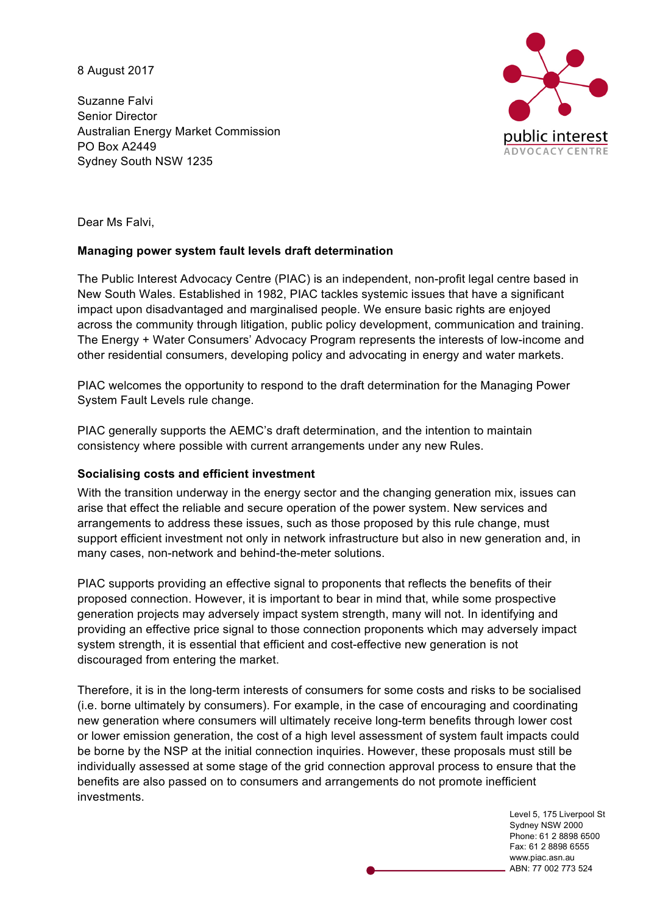8 August 2017

Suzanne Falvi
Senior Director
Australian Energy Market Commission
PO Box A2449
Sydney South NSW 1235

public interest
ADVOCACY CENTRE

Dear Ms Falvi,

**Managing power system fault levels draft determination**

The Public Interest Advocacy Centre (PIAC) is an independent, non-profit legal centre based in New South Wales. Established in 1982, PIAC tackles systemic issues that have a significant impact upon disadvantaged and marginalised people. We ensure basic rights are enjoyed across the community through litigation, public policy development, communication and training. The Energy + Water Consumers' Advocacy Program represents the interests of low-income and other residential consumers, developing policy and advocating in energy and water markets.

PIAC welcomes the opportunity to respond to the draft determination for the Managing Power System Fault Levels rule change.

PIAC generally supports the AEMC's draft determination, and the intention to maintain consistency where possible with current arrangements under any new Rules.

**Socialising costs and efficient investment**

With the transition underway in the energy sector and the changing generation mix, issues can arise that effect the reliable and secure operation of the power system. New services and arrangements to address these issues, such as those proposed by this rule change, must support efficient investment not only in network infrastructure but also in new generation and, in many cases, non-network and behind-the-meter solutions.

PIAC supports providing an effective signal to proponents that reflects the benefits of their proposed connection. However, it is important to bear in mind that, while some prospective generation projects may adversely impact system strength, many will not. In identifying and providing an effective price signal to those connection proponents which may adversely impact system strength, it is essential that efficient and cost-effective new generation is not discouraged from entering the market.

Therefore, it is in the long-term interests of consumers for some costs and risks to be socialised (i.e. borne ultimately by consumers). For example, in the case of encouraging and coordinating new generation where consumers will ultimately receive long-term benefits through lower cost or lower emission generation, the cost of a high level assessment of system fault impacts could be borne by the NSP at the initial connection inquiries. However, these proposals must still be individually assessed at some stage of the grid connection approval process to ensure that the benefits are also passed on to consumers and arrangements do not promote inefficient investments.

Level 5, 175 Liverpool St
Sydney NSW 2000
Phone: 61 2 8898 6500
Fax: 61 2 8898 6555
www.piac.asn.au
ABN: 77 002 773 524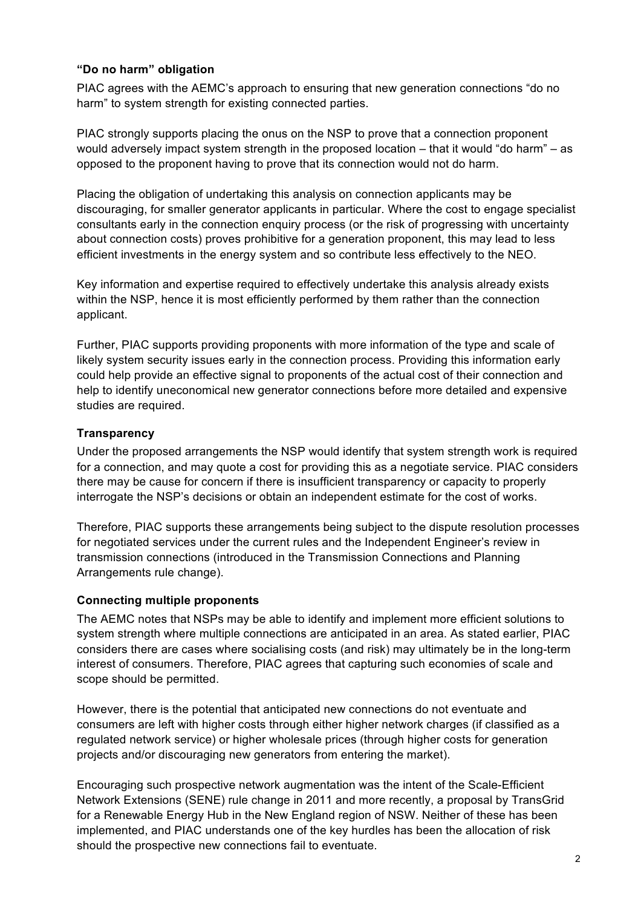### “Do no harm” obligation

PIAC agrees with the AEMC’s approach to ensuring that new generation connections “do no harm” to system strength for existing connected parties.

PIAC strongly supports placing the onus on the NSP to prove that a connection proponent would adversely impact system strength in the proposed location – that it would “do harm” – as opposed to the proponent having to prove that its connection would not do harm.

Placing the obligation of undertaking this analysis on connection applicants may be discouraging, for smaller generator applicants in particular. Where the cost to engage specialist consultants early in the connection enquiry process (or the risk of progressing with uncertainty about connection costs) proves prohibitive for a generation proponent, this may lead to less efficient investments in the energy system and so contribute less effectively to the NEO.

Key information and expertise required to effectively undertake this analysis already exists within the NSP, hence it is most efficiently performed by them rather than the connection applicant.

Further, PIAC supports providing proponents with more information of the type and scale of likely system security issues early in the connection process. Providing this information early could help provide an effective signal to proponents of the actual cost of their connection and help to identify uneconomical new generator connections before more detailed and expensive studies are required.

### Transparency

Under the proposed arrangements the NSP would identify that system strength work is required for a connection, and may quote a cost for providing this as a negotiate service. PIAC considers there may be cause for concern if there is insufficient transparency or capacity to properly interrogate the NSP’s decisions or obtain an independent estimate for the cost of works.

Therefore, PIAC supports these arrangements being subject to the dispute resolution processes for negotiated services under the current rules and the Independent Engineer’s review in transmission connections (introduced in the Transmission Connections and Planning Arrangements rule change).

### Connecting multiple proponents

The AEMC notes that NSPs may be able to identify and implement more efficient solutions to system strength where multiple connections are anticipated in an area. As stated earlier, PIAC considers there are cases where socialising costs (and risk) may ultimately be in the long-term interest of consumers. Therefore, PIAC agrees that capturing such economies of scale and scope should be permitted.

However, there is the potential that anticipated new connections do not eventuate and consumers are left with higher costs through either higher network charges (if classified as a regulated network service) or higher wholesale prices (through higher costs for generation projects and/or discouraging new generators from entering the market).

Encouraging such prospective network augmentation was the intent of the Scale-Efficient Network Extensions (SENE) rule change in 2011 and more recently, a proposal by TransGrid for a Renewable Energy Hub in the New England region of NSW. Neither of these has been implemented, and PIAC understands one of the key hurdles has been the allocation of risk should the prospective new connections fail to eventuate.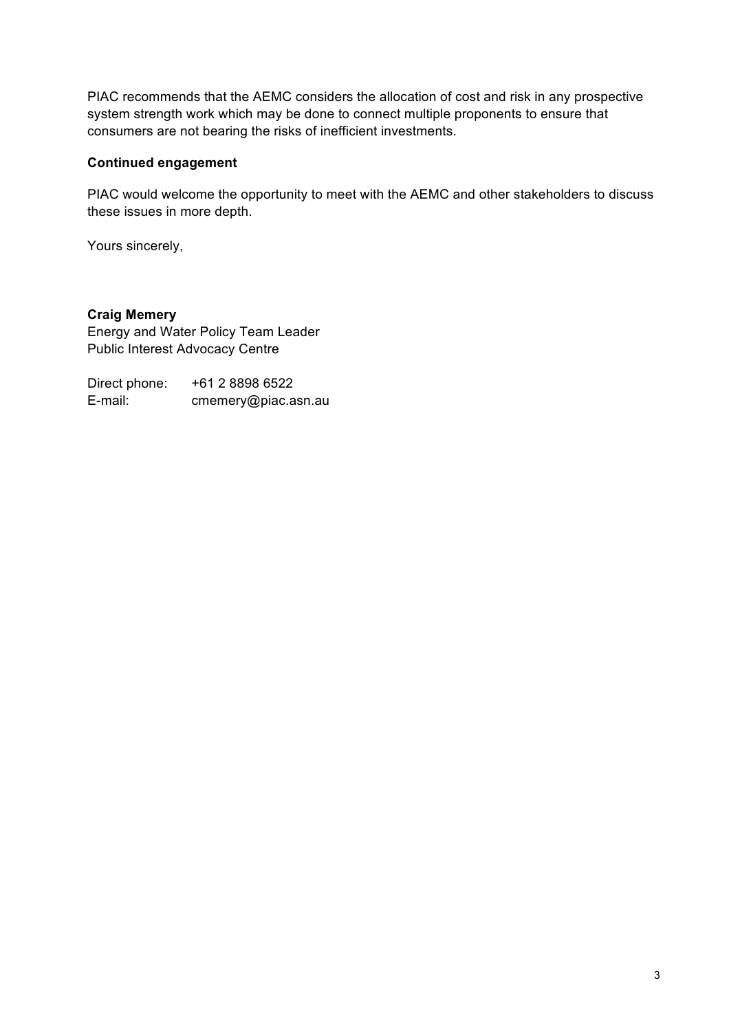PIAC recommends that the AEMC considers the allocation of cost and risk in any prospective system strength work which may be done to connect multiple proponents to ensure that consumers are not bearing the risks of inefficient investments.

**Continued engagement**

PIAC would welcome the opportunity to meet with the AEMC and other stakeholders to discuss these issues in more depth.

Yours sincerely,

**Craig Memery**
Energy and Water Policy Team Leader
Public Interest Advocacy Centre

Direct phone: +61 2 8898 6522
E-mail: cmemery@piac.asn.au